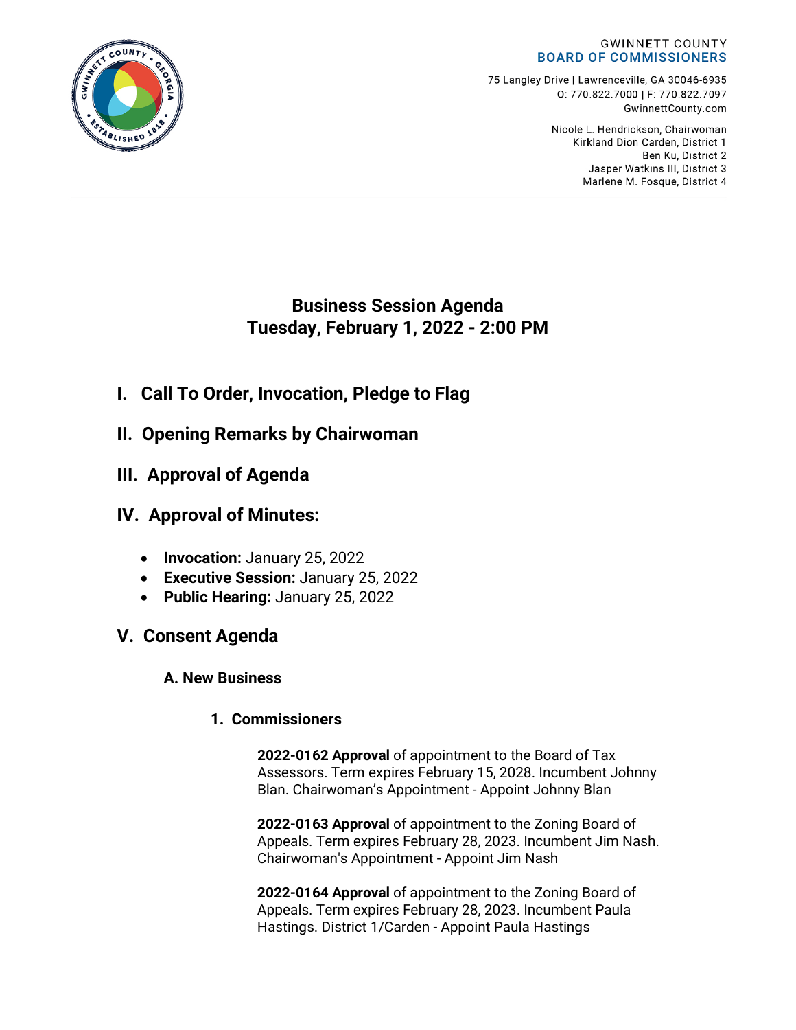GWINNETT COUNTY
**BOARD OF COMMISSIONERS**

75 Langley Drive | Lawrenceville, GA 30046-6935
O: 770.822.7000 | F: 770.822.7097
GwinnettCounty.com

Nicole L. Hendrickson, Chairwoman
Kirkland Dion Carden, District 1
Ben Ku, District 2
Jasper Watkins III, District 3
Marlene M. Fosque, District 4

# Business Session Agenda
# Tuesday, February 1, 2022 - 2:00 PM

## I. Call To Order, Invocation, Pledge to Flag

## II. Opening Remarks by Chairwoman

## III. Approval of Agenda

## IV. Approval of Minutes:

- **Invocation:** January 25, 2022
- **Executive Session:** January 25, 2022
- **Public Hearing:** January 25, 2022

## V. Consent Agenda

### A. New Business

#### 1. Commissioners

**2022-0162 Approval** of appointment to the Board of Tax Assessors. Term expires February 15, 2028. Incumbent Johnny Blan. Chairwoman's Appointment - Appoint Johnny Blan

**2022-0163 Approval** of appointment to the Zoning Board of Appeals. Term expires February 28, 2023. Incumbent Jim Nash. Chairwoman's Appointment - Appoint Jim Nash

**2022-0164 Approval** of appointment to the Zoning Board of Appeals. Term expires February 28, 2023. Incumbent Paula Hastings. District 1/Carden - Appoint Paula Hastings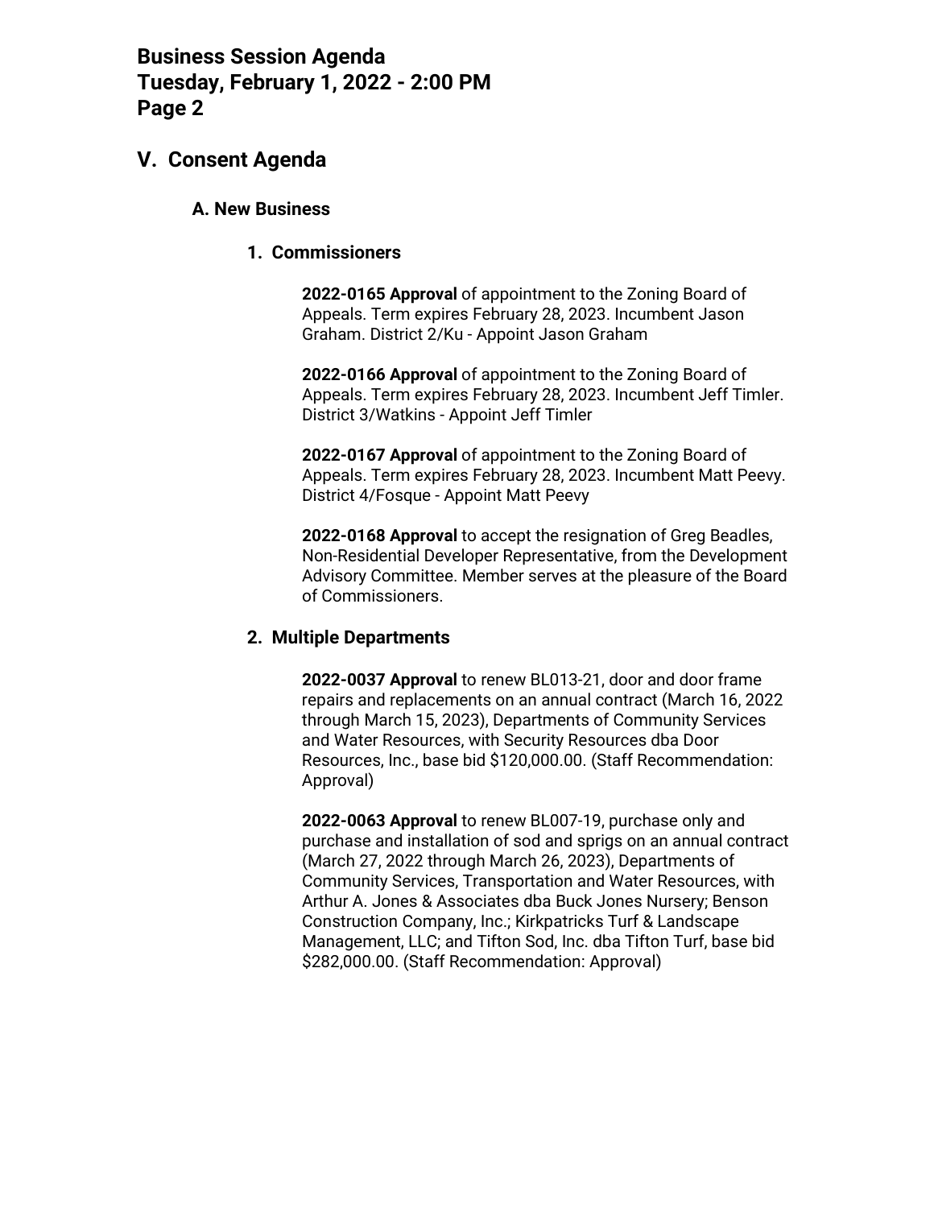## V. Consent Agenda

### A. New Business

#### 1. Commissioners

**2022-0165 Approval** of appointment to the Zoning Board of Appeals. Term expires February 28, 2023. Incumbent Jason Graham. District 2/Ku - Appoint Jason Graham

**2022-0166 Approval** of appointment to the Zoning Board of Appeals. Term expires February 28, 2023. Incumbent Jeff Timler. District 3/Watkins - Appoint Jeff Timler

**2022-0167 Approval** of appointment to the Zoning Board of Appeals. Term expires February 28, 2023. Incumbent Matt Peevy. District 4/Fosque - Appoint Matt Peevy

**2022-0168 Approval** to accept the resignation of Greg Beadles, Non-Residential Developer Representative, from the Development Advisory Committee. Member serves at the pleasure of the Board of Commissioners.

#### 2. Multiple Departments

**2022-0037 Approval** to renew BL013-21, door and door frame repairs and replacements on an annual contract (March 16, 2022 through March 15, 2023), Departments of Community Services and Water Resources, with Security Resources dba Door Resources, Inc., base bid $120,000.00. (Staff Recommendation: Approval)

**2022-0063 Approval** to renew BL007-19, purchase only and purchase and installation of sod and sprigs on an annual contract (March 27, 2022 through March 26, 2023), Departments of Community Services, Transportation and Water Resources, with Arthur A. Jones & Associates dba Buck Jones Nursery; Benson Construction Company, Inc.; Kirkpatricks Turf & Landscape Management, LLC; and Tifton Sod, Inc. dba Tifton Turf, base bid $282,000.00. (Staff Recommendation: Approval)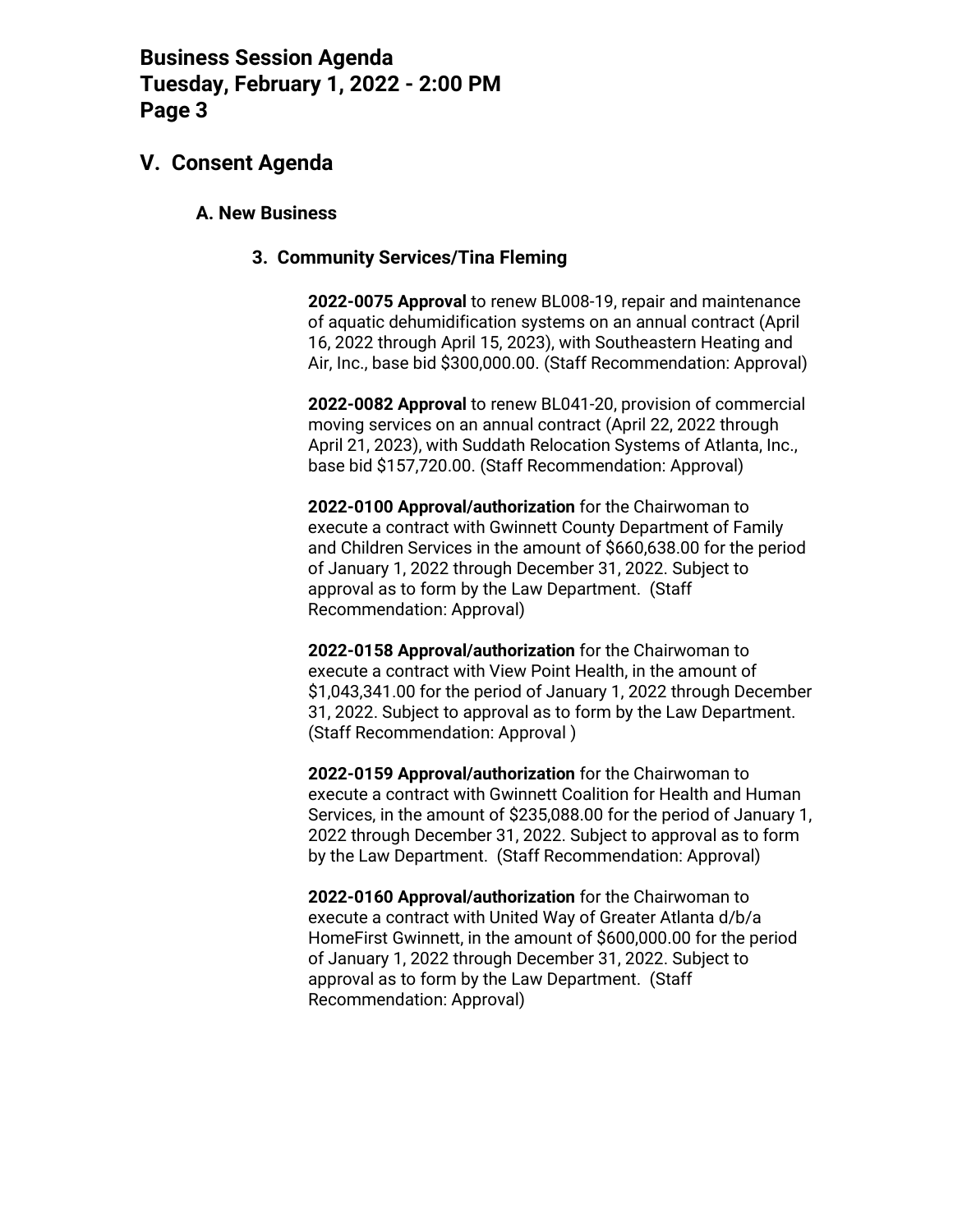## V. Consent Agenda

### A. New Business

#### 3. Community Services/Tina Fleming

**2022-0075 Approval** to renew BL008-19, repair and maintenance of aquatic dehumidification systems on an annual contract (April 16, 2022 through April 15, 2023), with Southeastern Heating and Air, Inc., base bid $300,000.00. (Staff Recommendation: Approval)

**2022-0082 Approval** to renew BL041-20, provision of commercial moving services on an annual contract (April 22, 2022 through April 21, 2023), with Suddath Relocation Systems of Atlanta, Inc., base bid $157,720.00. (Staff Recommendation: Approval)

**2022-0100 Approval/authorization** for the Chairwoman to execute a contract with Gwinnett County Department of Family and Children Services in the amount of $660,638.00 for the period of January 1, 2022 through December 31, 2022. Subject to approval as to form by the Law Department. (Staff Recommendation: Approval)

**2022-0158 Approval/authorization** for the Chairwoman to execute a contract with View Point Health, in the amount of $1,043,341.00 for the period of January 1, 2022 through December 31, 2022. Subject to approval as to form by the Law Department. (Staff Recommendation: Approval )

**2022-0159 Approval/authorization** for the Chairwoman to execute a contract with Gwinnett Coalition for Health and Human Services, in the amount of $235,088.00 for the period of January 1, 2022 through December 31, 2022. Subject to approval as to form by the Law Department. (Staff Recommendation: Approval)

**2022-0160 Approval/authorization** for the Chairwoman to execute a contract with United Way of Greater Atlanta d/b/a HomeFirst Gwinnett, in the amount of $600,000.00 for the period of January 1, 2022 through December 31, 2022. Subject to approval as to form by the Law Department. (Staff Recommendation: Approval)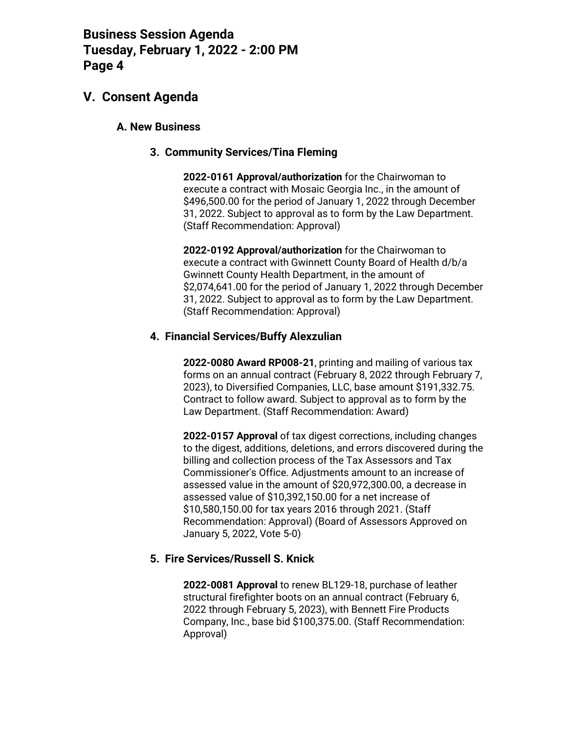## V. Consent Agenda

### A. New Business

#### 3. Community Services/Tina Fleming

**2022-0161 Approval/authorization** for the Chairwoman to execute a contract with Mosaic Georgia Inc., in the amount of $496,500.00 for the period of January 1, 2022 through December 31, 2022. Subject to approval as to form by the Law Department. (Staff Recommendation: Approval)

**2022-0192 Approval/authorization** for the Chairwoman to execute a contract with Gwinnett County Board of Health d/b/a Gwinnett County Health Department, in the amount of $2,074,641.00 for the period of January 1, 2022 through December 31, 2022. Subject to approval as to form by the Law Department. (Staff Recommendation: Approval)

#### 4. Financial Services/Buffy Alexzulian

**2022-0080 Award RP008-21**, printing and mailing of various tax forms on an annual contract (February 8, 2022 through February 7, 2023), to Diversified Companies, LLC, base amount $191,332.75. Contract to follow award. Subject to approval as to form by the Law Department. (Staff Recommendation: Award)

**2022-0157 Approval** of tax digest corrections, including changes to the digest, additions, deletions, and errors discovered during the billing and collection process of the Tax Assessors and Tax Commissioner's Office. Adjustments amount to an increase of assessed value in the amount of $20,972,300.00, a decrease in assessed value of $10,392,150.00 for a net increase of $10,580,150.00 for tax years 2016 through 2021. (Staff Recommendation: Approval) (Board of Assessors Approved on January 5, 2022, Vote 5-0)

#### 5. Fire Services/Russell S. Knick

**2022-0081 Approval** to renew BL129-18, purchase of leather structural firefighter boots on an annual contract (February 6, 2022 through February 5, 2023), with Bennett Fire Products Company, Inc., base bid $100,375.00. (Staff Recommendation: Approval)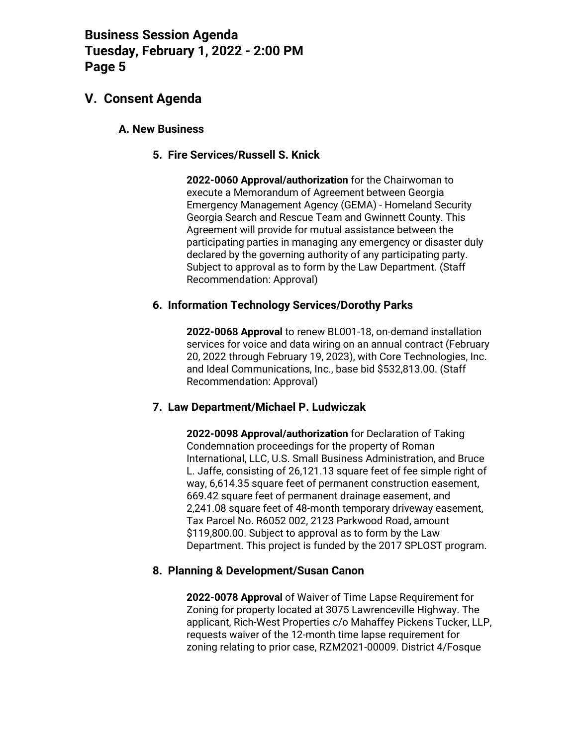## V. Consent Agenda

### A. New Business

#### 5. Fire Services/Russell S. Knick

**2022-0060 Approval/authorization** for the Chairwoman to execute a Memorandum of Agreement between Georgia Emergency Management Agency (GEMA) - Homeland Security Georgia Search and Rescue Team and Gwinnett County. This Agreement will provide for mutual assistance between the participating parties in managing any emergency or disaster duly declared by the governing authority of any participating party. Subject to approval as to form by the Law Department. (Staff Recommendation: Approval)

#### 6. Information Technology Services/Dorothy Parks

**2022-0068 Approval** to renew BL001-18, on-demand installation services for voice and data wiring on an annual contract (February 20, 2022 through February 19, 2023), with Core Technologies, Inc. and Ideal Communications, Inc., base bid $532,813.00. (Staff Recommendation: Approval)

#### 7. Law Department/Michael P. Ludwiczak

**2022-0098 Approval/authorization** for Declaration of Taking Condemnation proceedings for the property of Roman International, LLC, U.S. Small Business Administration, and Bruce L. Jaffe, consisting of 26,121.13 square feet of fee simple right of way, 6,614.35 square feet of permanent construction easement, 669.42 square feet of permanent drainage easement, and 2,241.08 square feet of 48-month temporary driveway easement, Tax Parcel No. R6052 002, 2123 Parkwood Road, amount $119,800.00. Subject to approval as to form by the Law Department. This project is funded by the 2017 SPLOST program.

#### 8. Planning & Development/Susan Canon

**2022-0078 Approval** of Waiver of Time Lapse Requirement for Zoning for property located at 3075 Lawrenceville Highway. The applicant, Rich-West Properties c/o Mahaffey Pickens Tucker, LLP, requests waiver of the 12-month time lapse requirement for zoning relating to prior case, RZM2021-00009. District 4/Fosque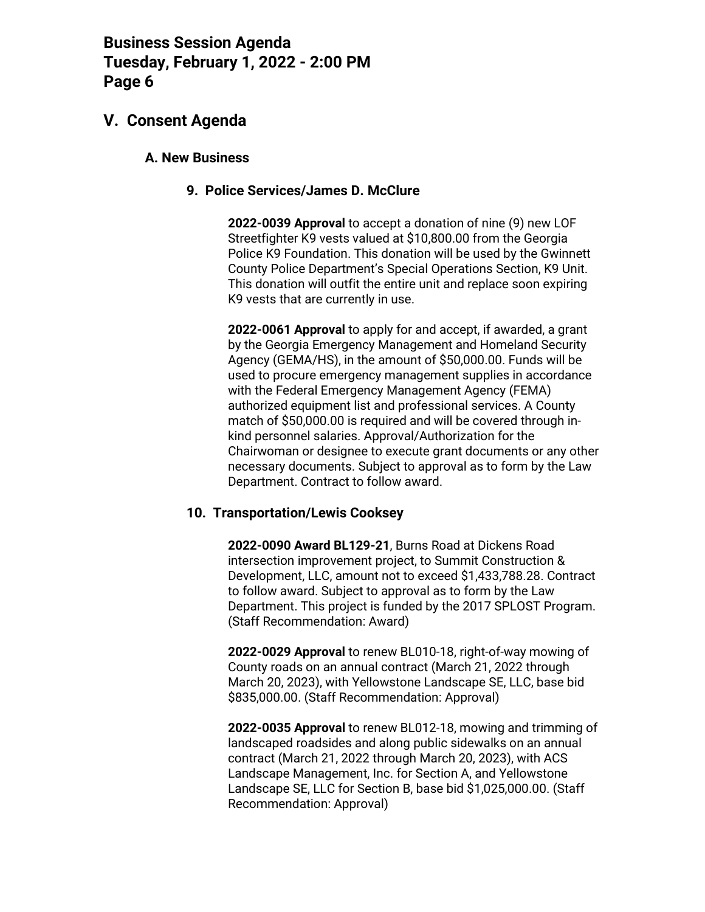## V. Consent Agenda

### A. New Business

#### 9. Police Services/James D. McClure

**2022-0039 Approval** to accept a donation of nine (9) new LOF Streetfighter K9 vests valued at $10,800.00 from the Georgia Police K9 Foundation. This donation will be used by the Gwinnett County Police Department's Special Operations Section, K9 Unit. This donation will outfit the entire unit and replace soon expiring K9 vests that are currently in use.

**2022-0061 Approval** to apply for and accept, if awarded, a grant by the Georgia Emergency Management and Homeland Security Agency (GEMA/HS), in the amount of $50,000.00. Funds will be used to procure emergency management supplies in accordance with the Federal Emergency Management Agency (FEMA) authorized equipment list and professional services. A County match of $50,000.00 is required and will be covered through in-kind personnel salaries. Approval/Authorization for the Chairwoman or designee to execute grant documents or any other necessary documents. Subject to approval as to form by the Law Department. Contract to follow award.

#### 10. Transportation/Lewis Cooksey

**2022-0090 Award BL129-21**, Burns Road at Dickens Road intersection improvement project, to Summit Construction & Development, LLC, amount not to exceed $1,433,788.28. Contract to follow award. Subject to approval as to form by the Law Department. This project is funded by the 2017 SPLOST Program. (Staff Recommendation: Award)

**2022-0029 Approval** to renew BL010-18, right-of-way mowing of County roads on an annual contract (March 21, 2022 through March 20, 2023), with Yellowstone Landscape SE, LLC, base bid $835,000.00. (Staff Recommendation: Approval)

**2022-0035 Approval** to renew BL012-18, mowing and trimming of landscaped roadsides and along public sidewalks on an annual contract (March 21, 2022 through March 20, 2023), with ACS Landscape Management, Inc. for Section A, and Yellowstone Landscape SE, LLC for Section B, base bid $1,025,000.00. (Staff Recommendation: Approval)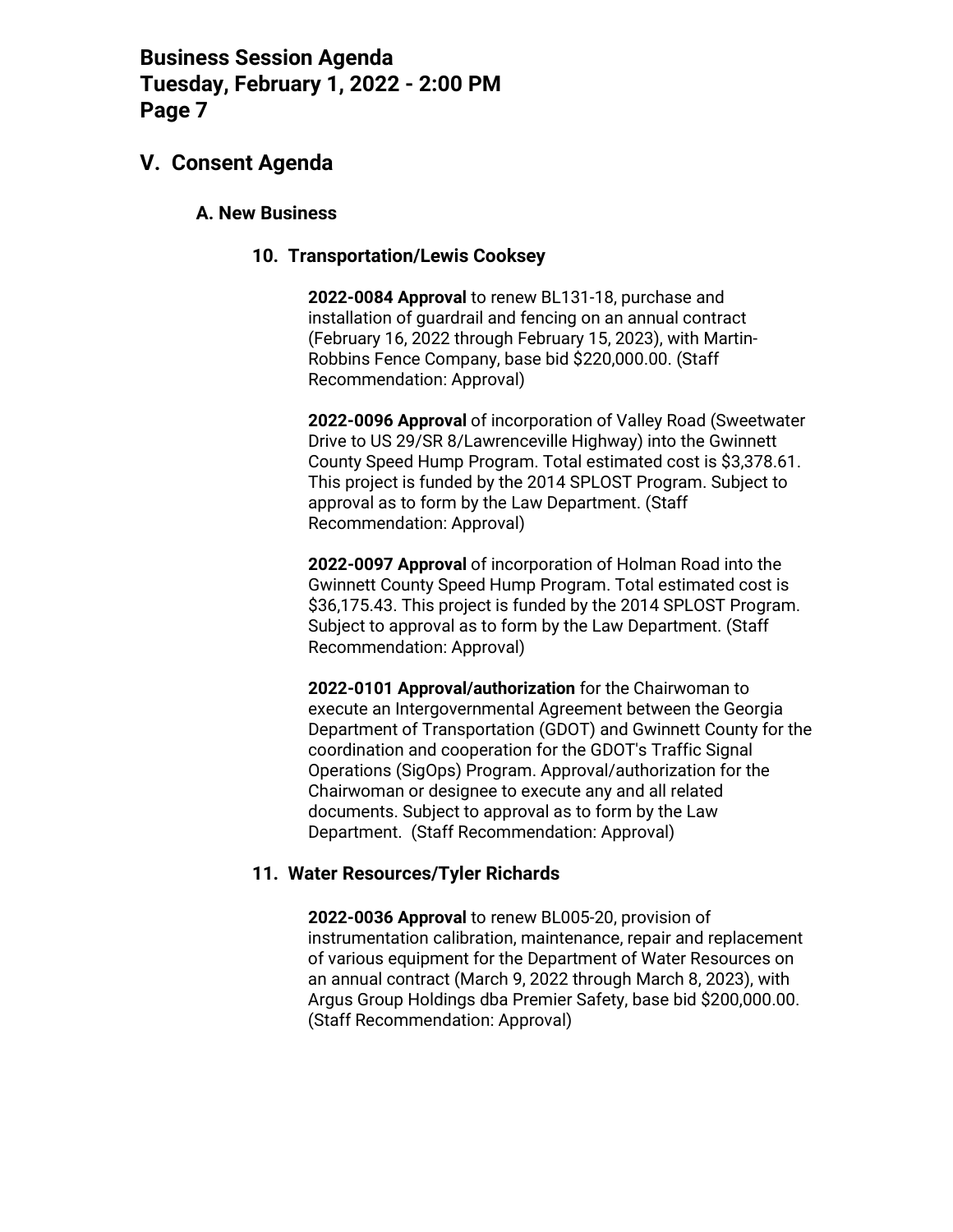## V. Consent Agenda

### A. New Business

#### 10. Transportation/Lewis Cooksey

**2022-0084 Approval** to renew BL131-18, purchase and installation of guardrail and fencing on an annual contract (February 16, 2022 through February 15, 2023), with Martin-Robbins Fence Company, base bid $220,000.00. (Staff Recommendation: Approval)

**2022-0096 Approval** of incorporation of Valley Road (Sweetwater Drive to US 29/SR 8/Lawrenceville Highway) into the Gwinnett County Speed Hump Program. Total estimated cost is $3,378.61. This project is funded by the 2014 SPLOST Program. Subject to approval as to form by the Law Department. (Staff Recommendation: Approval)

**2022-0097 Approval** of incorporation of Holman Road into the Gwinnett County Speed Hump Program. Total estimated cost is $36,175.43. This project is funded by the 2014 SPLOST Program. Subject to approval as to form by the Law Department. (Staff Recommendation: Approval)

**2022-0101 Approval/authorization** for the Chairwoman to execute an Intergovernmental Agreement between the Georgia Department of Transportation (GDOT) and Gwinnett County for the coordination and cooperation for the GDOT's Traffic Signal Operations (SigOps) Program. Approval/authorization for the Chairwoman or designee to execute any and all related documents. Subject to approval as to form by the Law Department. (Staff Recommendation: Approval)

#### 11. Water Resources/Tyler Richards

**2022-0036 Approval** to renew BL005-20, provision of instrumentation calibration, maintenance, repair and replacement of various equipment for the Department of Water Resources on an annual contract (March 9, 2022 through March 8, 2023), with Argus Group Holdings dba Premier Safety, base bid $200,000.00. (Staff Recommendation: Approval)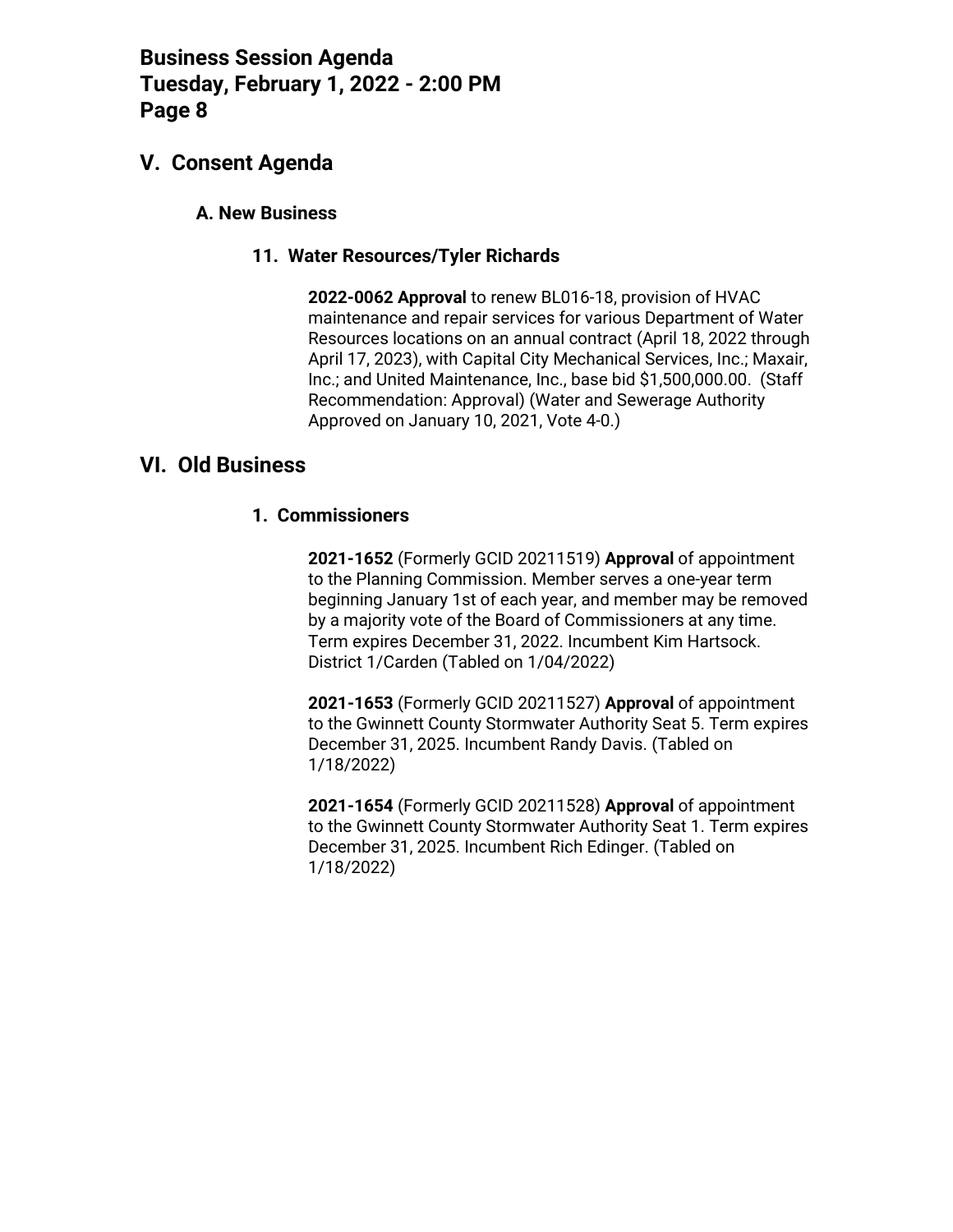## V. Consent Agenda

### A. New Business

#### 11. Water Resources/Tyler Richards

**2022-0062 Approval** to renew BL016-18, provision of HVAC maintenance and repair services for various Department of Water Resources locations on an annual contract (April 18, 2022 through April 17, 2023), with Capital City Mechanical Services, Inc.; Maxair, Inc.; and United Maintenance, Inc., base bid $1,500,000.00. (Staff Recommendation: Approval) (Water and Sewerage Authority Approved on January 10, 2021, Vote 4-0.)

## VI. Old Business

#### 1. Commissioners

**2021-1652** (Formerly GCID 20211519) **Approval** of appointment to the Planning Commission. Member serves a one-year term beginning January 1st of each year, and member may be removed by a majority vote of the Board of Commissioners at any time. Term expires December 31, 2022. Incumbent Kim Hartsock. District 1/Carden (Tabled on 1/04/2022)

**2021-1653** (Formerly GCID 20211527) **Approval** of appointment to the Gwinnett County Stormwater Authority Seat 5. Term expires December 31, 2025. Incumbent Randy Davis. (Tabled on 1/18/2022)

**2021-1654** (Formerly GCID 20211528) **Approval** of appointment to the Gwinnett County Stormwater Authority Seat 1. Term expires December 31, 2025. Incumbent Rich Edinger. (Tabled on 1/18/2022)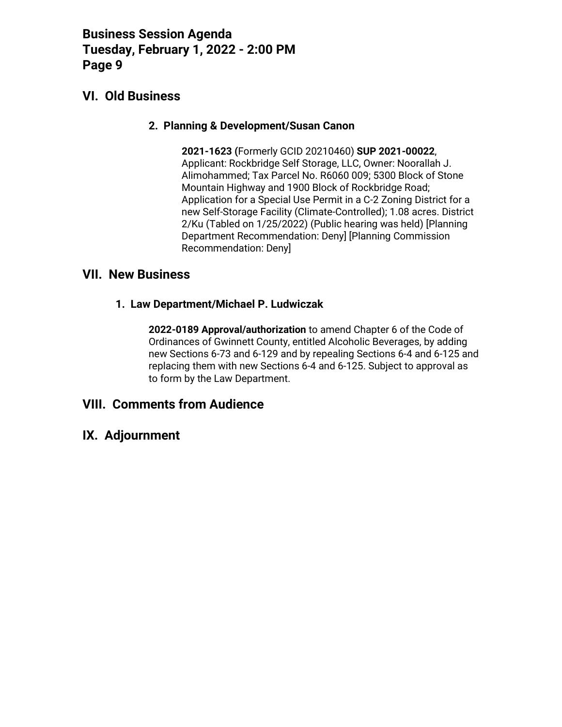## VI. Old Business

### 2. Planning & Development/Susan Canon

**2021-1623 (**Formerly GCID 20210460) **SUP 2021-00022**, Applicant: Rockbridge Self Storage, LLC, Owner: Noorallah J. Alimohammed; Tax Parcel No. R6060 009; 5300 Block of Stone Mountain Highway and 1900 Block of Rockbridge Road; Application for a Special Use Permit in a C-2 Zoning District for a new Self-Storage Facility (Climate-Controlled); 1.08 acres. District 2/Ku (Tabled on 1/25/2022) (Public hearing was held) [Planning Department Recommendation: Deny] [Planning Commission Recommendation: Deny]

## VII. New Business

### 1. Law Department/Michael P. Ludwiczak

**2022-0189 Approval/authorization** to amend Chapter 6 of the Code of Ordinances of Gwinnett County, entitled Alcoholic Beverages, by adding new Sections 6-73 and 6-129 and by repealing Sections 6-4 and 6-125 and replacing them with new Sections 6-4 and 6-125. Subject to approval as to form by the Law Department.

## VIII. Comments from Audience

## IX. Adjournment